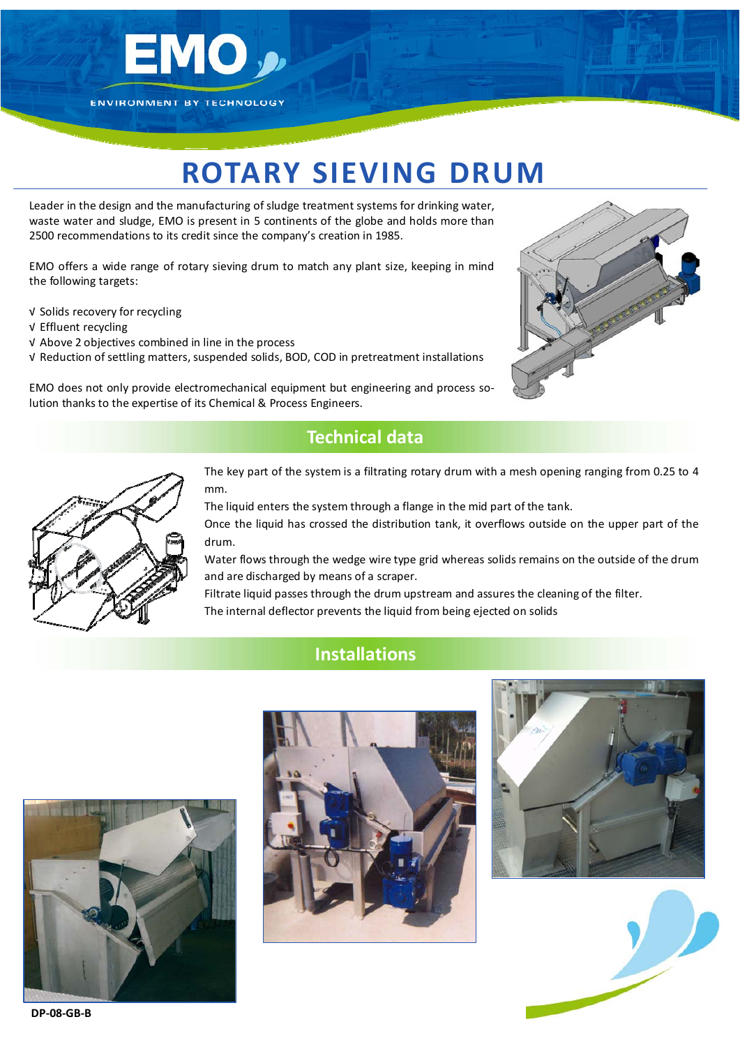EMO

ENVIRONMENT BY TECHNOLOGY

# ROTARY SIEVING DRUM

Leader in the design and the manufacturing of sludge treatment systems for drinking water, waste water and sludge, EMO is present in 5 continents of the globe and holds more than 2500 recommendations to its credit since the company's creation in 1985.

EMO offers a wide range of rotary sieving drum to match any plant size, keeping in mind the following targets:

√ Solids recovery for recycling
√ Effluent recycling
√ Above 2 objectives combined in line in the process
√ Reduction of settling matters, suspended solids, BOD, COD in pretreatment installations

EMO does not only provide electromechanical equipment but engineering and process solution thanks to the expertise of its Chemical & Process Engineers.

## Technical data

The key part of the system is a filtrating rotary drum with a mesh opening ranging from 0.25 to 4 mm.

The liquid enters the system through a flange in the mid part of the tank.

Once the liquid has crossed the distribution tank, it overflows outside on the upper part of the drum.

Water flows through the wedge wire type grid whereas solids remains on the outside of the drum and are discharged by means of a scraper.

Filtrate liquid passes through the drum upstream and assures the cleaning of the filter.

The internal deflector prevents the liquid from being ejected on solids

## Installations

DP-08-GB-B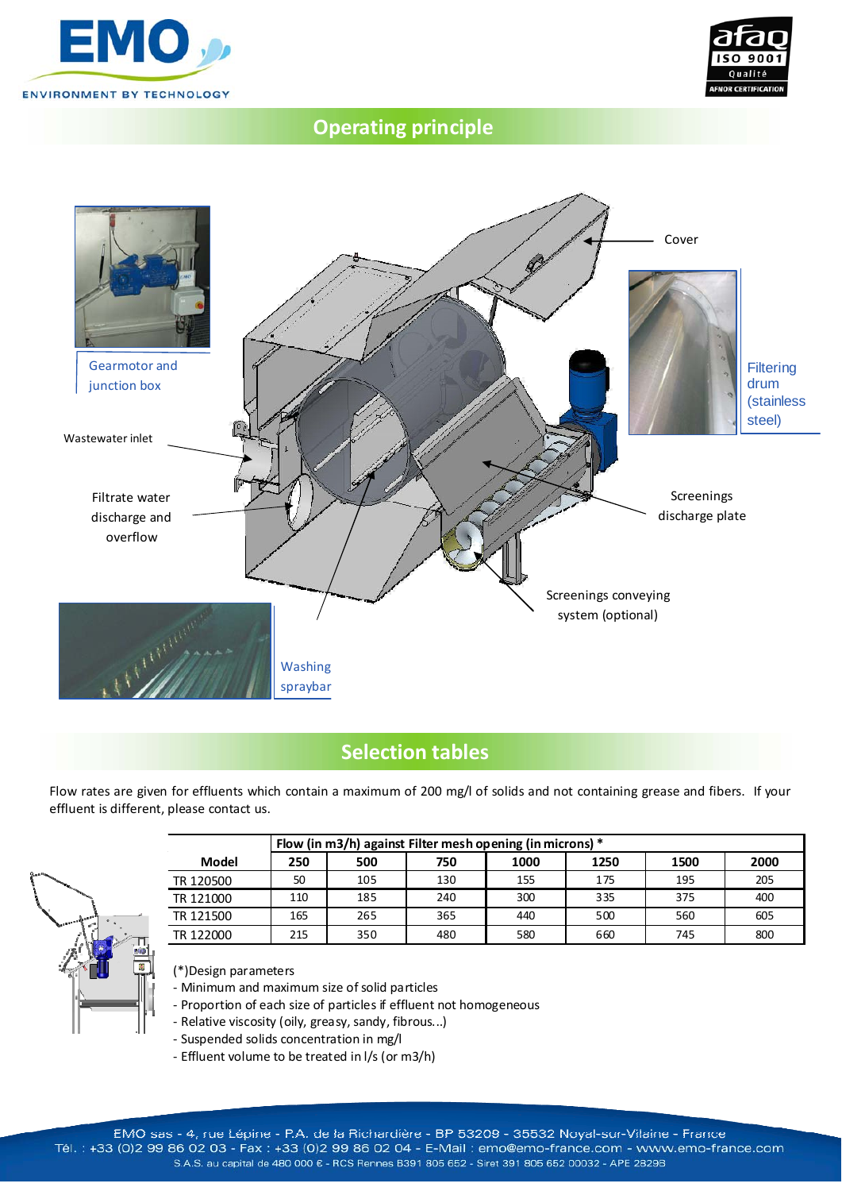## Operating principle

Cover

Gearmotor and junction box

Filtering drum (stainless steel)

Wastewater inlet

Filtrate water discharge and overflow

Screenings discharge plate

Screenings conveying system (optional)

Washing spraybar

## Selection tables

Flow rates are given for effluents which contain a maximum of 200 mg/l of solids and not containing grease and fibers. If your effluent is different, please contact us.

| Model | Flow (in m3/h) against Filter mesh opening (in microns) * | | | | | | |
|---|---|---|---|---|---|---|---|
| | 250 | 500 | 750 | 1000 | 1250 | 1500 | 2000 |
| TR 120500 | 50 | 105 | 130 | 155 | 175 | 195 | 205 |
| TR 121000 | 110 | 185 | 240 | 300 | 335 | 375 | 400 |
| TR 121500 | 165 | 265 | 365 | 440 | 500 | 560 | 605 |
| TR 122000 | 215 | 350 | 480 | 580 | 660 | 745 | 800 |

(*)Design parameters

- Minimum and maximum size of solid particles
- Proportion of each size of particles if effluent not homogeneous
- Relative viscosity (oily, greasy, sandy, fibrous...)
- Suspended solids concentration in mg/l
- Effluent volume to be treated in l/s (or m3/h)